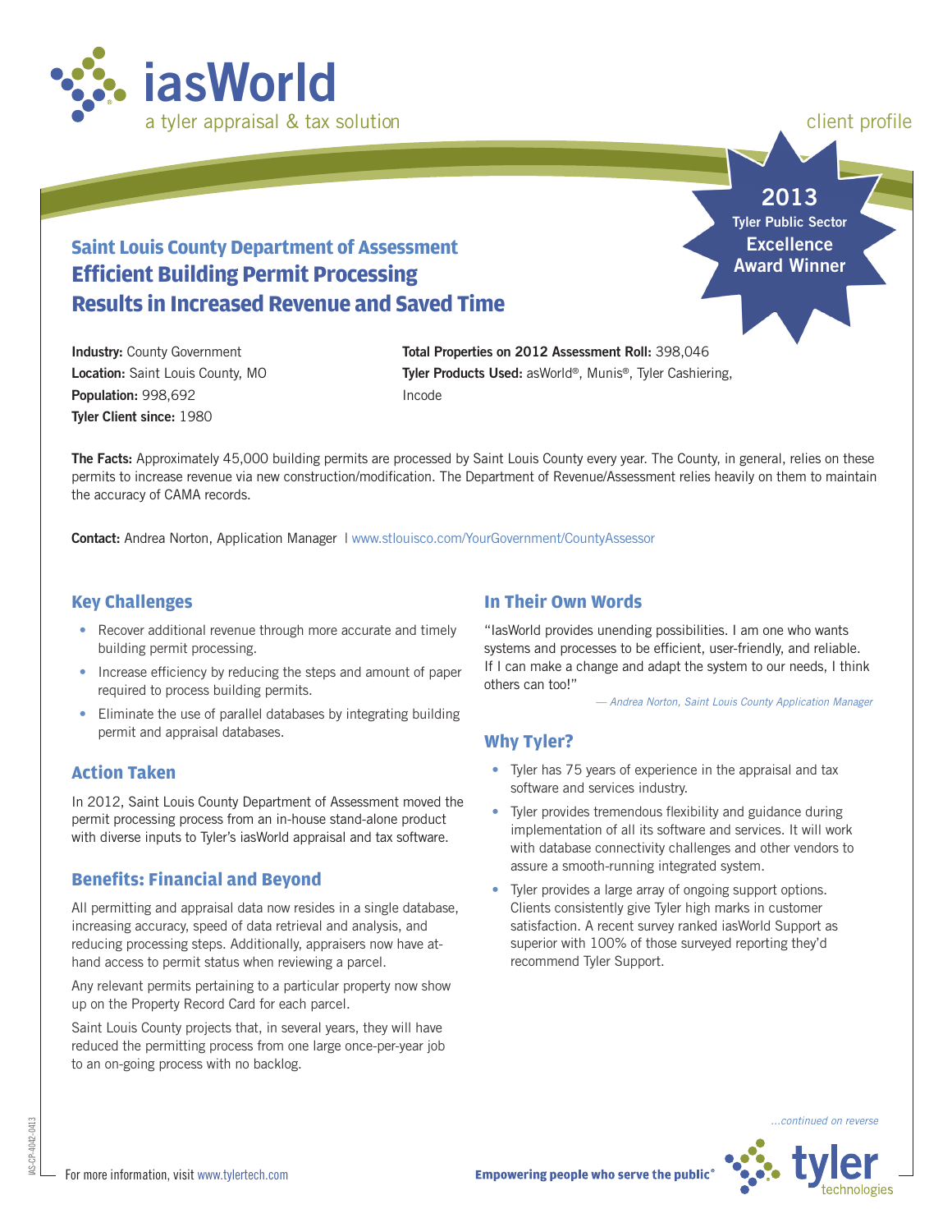iasWorld

a tyler appraisal & tax solution

client profile

2013 Tyler Public Sector Excellence Award Winner

## Saint Louis County Department of Assessment

# Efficient Building Permit Processing Results in Increased Revenue and Saved Time

**Industry:** County Government
**Location:** Saint Louis County, MO
**Population:** 998,692
**Tyler Client since:** 1980

**Total Properties on 2012 Assessment Roll:** 398,046
**Tyler Products Used:** asWorld®, Munis®, Tyler Cashiering, Incode

**The Facts:** Approximately 45,000 building permits are processed by Saint Louis County every year. The County, in general, relies on these permits to increase revenue via new construction/modification. The Department of Revenue/Assessment relies heavily on them to maintain the accuracy of CAMA records.

**Contact:** Andrea Norton, Application Manager I www.stlouisco.com/YourGovernment/CountyAssessor

## Key Challenges

- Recover additional revenue through more accurate and timely building permit processing.
- Increase efficiency by reducing the steps and amount of paper required to process building permits.
- Eliminate the use of parallel databases by integrating building permit and appraisal databases.

## Action Taken

In 2012, Saint Louis County Department of Assessment moved the permit processing process from an in-house stand-alone product with diverse inputs to Tyler's iasWorld appraisal and tax software.

## Benefits: Financial and Beyond

All permitting and appraisal data now resides in a single database, increasing accuracy, speed of data retrieval and analysis, and reducing processing steps. Additionally, appraisers now have at-hand access to permit status when reviewing a parcel.

Any relevant permits pertaining to a particular property now show up on the Property Record Card for each parcel.

Saint Louis County projects that, in several years, they will have reduced the permitting process from one large once-per-year job to an on-going process with no backlog.

## In Their Own Words

"IasWorld provides unending possibilities. I am one who wants systems and processes to be efficient, user-friendly, and reliable. If I can make a change and adapt the system to our needs, I think others can too!"

*— Andrea Norton, Saint Louis County Application Manager*

## Why Tyler?

- Tyler has 75 years of experience in the appraisal and tax software and services industry.
- Tyler provides tremendous flexibility and guidance during implementation of all its software and services. It will work with database connectivity challenges and other vendors to assure a smooth-running integrated system.
- Tyler provides a large array of ongoing support options. Clients consistently give Tyler high marks in customer satisfaction. A recent survey ranked iasWorld Support as superior with 100% of those surveyed reporting they'd recommend Tyler Support.

*...continued on reverse*

For more information, visit www.tylertech.com

**Empowering people who serve the public®**

tyler technologies

IAS-CP-4042-0413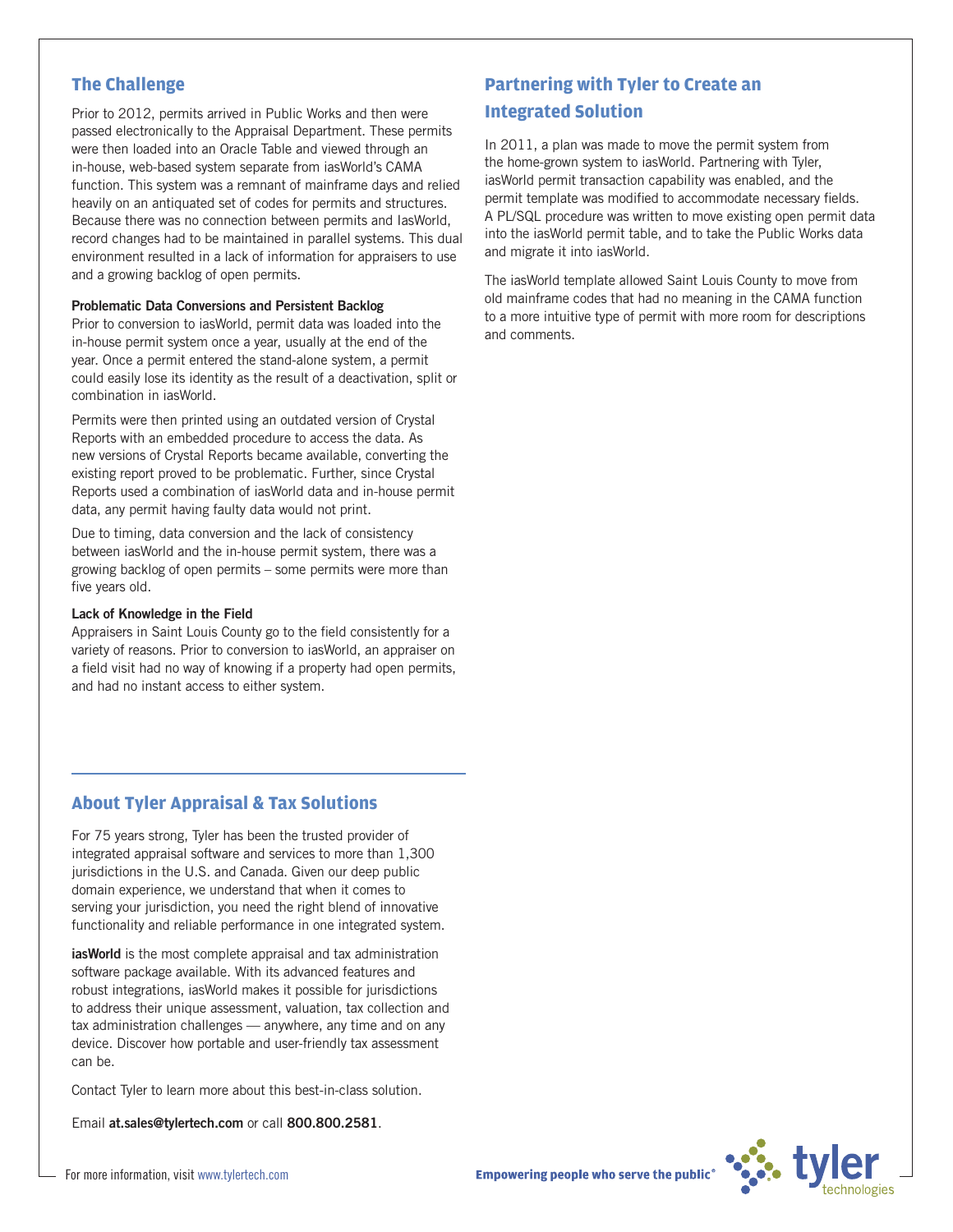## The Challenge

Prior to 2012, permits arrived in Public Works and then were passed electronically to the Appraisal Department. These permits were then loaded into an Oracle Table and viewed through an in-house, web-based system separate from iasWorld's CAMA function. This system was a remnant of mainframe days and relied heavily on an antiquated set of codes for permits and structures. Because there was no connection between permits and IasWorld, record changes had to be maintained in parallel systems. This dual environment resulted in a lack of information for appraisers to use and a growing backlog of open permits.

**Problematic Data Conversions and Persistent Backlog**

Prior to conversion to iasWorld, permit data was loaded into the in-house permit system once a year, usually at the end of the year. Once a permit entered the stand-alone system, a permit could easily lose its identity as the result of a deactivation, split or combination in iasWorld.

Permits were then printed using an outdated version of Crystal Reports with an embedded procedure to access the data. As new versions of Crystal Reports became available, converting the existing report proved to be problematic. Further, since Crystal Reports used a combination of iasWorld data and in-house permit data, any permit having faulty data would not print.

Due to timing, data conversion and the lack of consistency between iasWorld and the in-house permit system, there was a growing backlog of open permits – some permits were more than five years old.

**Lack of Knowledge in the Field**

Appraisers in Saint Louis County go to the field consistently for a variety of reasons. Prior to conversion to iasWorld, an appraiser on a field visit had no way of knowing if a property had open permits, and had no instant access to either system.

## Partnering with Tyler to Create an Integrated Solution

In 2011, a plan was made to move the permit system from the home-grown system to iasWorld. Partnering with Tyler, iasWorld permit transaction capability was enabled, and the permit template was modified to accommodate necessary fields. A PL/SQL procedure was written to move existing open permit data into the iasWorld permit table, and to take the Public Works data and migrate it into iasWorld.

The iasWorld template allowed Saint Louis County to move from old mainframe codes that had no meaning in the CAMA function to a more intuitive type of permit with more room for descriptions and comments.

## About Tyler Appraisal & Tax Solutions

For 75 years strong, Tyler has been the trusted provider of integrated appraisal software and services to more than 1,300 jurisdictions in the U.S. and Canada. Given our deep public domain experience, we understand that when it comes to serving your jurisdiction, you need the right blend of innovative functionality and reliable performance in one integrated system.

**iasWorld** is the most complete appraisal and tax administration software package available. With its advanced features and robust integrations, iasWorld makes it possible for jurisdictions to address their unique assessment, valuation, tax collection and tax administration challenges — anywhere, any time and on any device. Discover how portable and user-friendly tax assessment can be.

Contact Tyler to learn more about this best-in-class solution.

Email **at.sales@tylertech.com** or call **800.800.2581**.

For more information, visit www.tylertech.com

**Empowering people who serve the public®**

tyler technologies